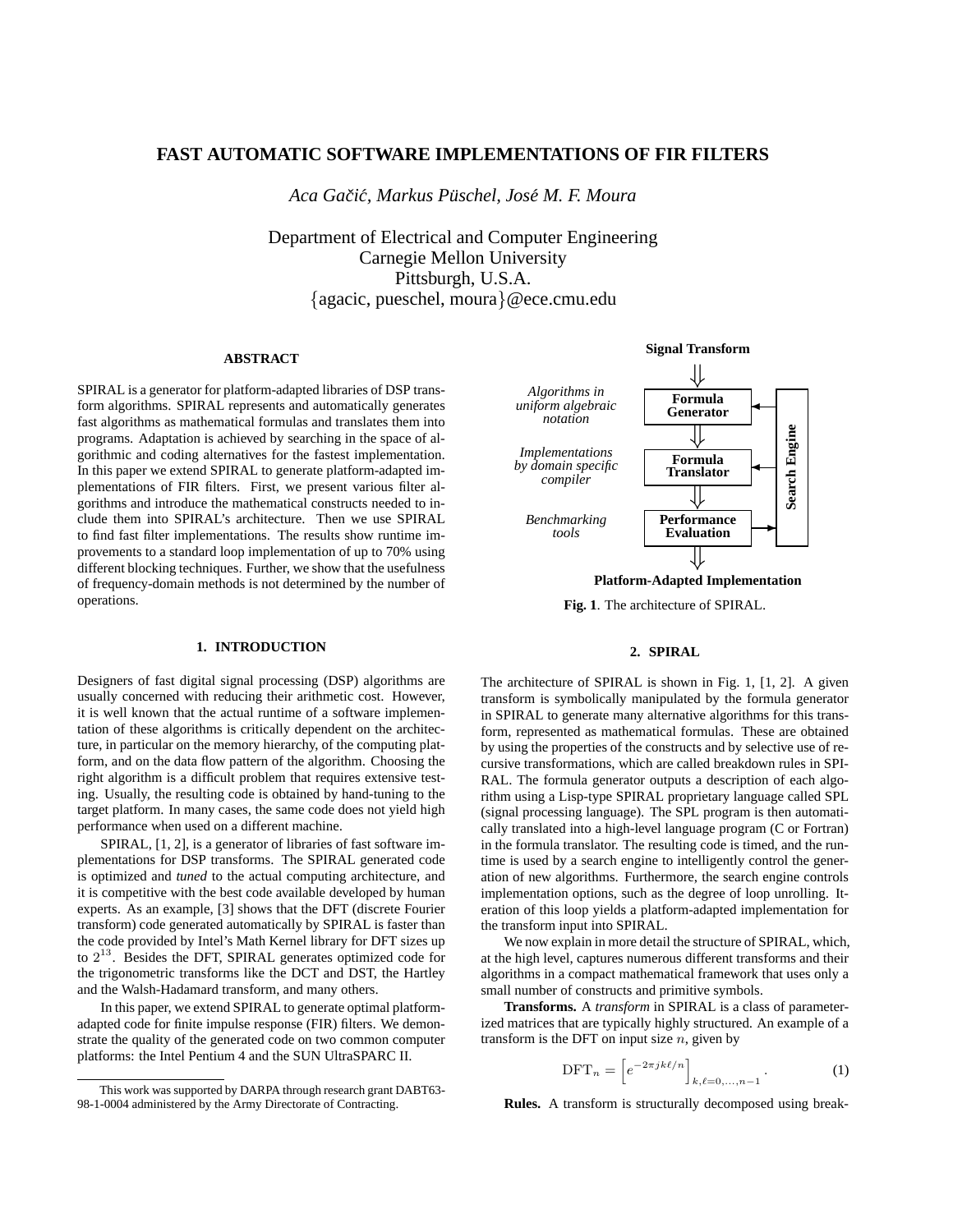# FAST AUTOMATIC SOFTWARE IMPLEMENTATIONS OF FIR FILTERS

*Aca Gačić, Markus Püschel, José M. F. Moura*

Department of Electrical and Computer Engineering
Carnegie Mellon University
Pittsburgh, U.S.A.
{agacic, pueschel, moura}@ece.cmu.edu

### ABSTRACT

SPIRAL is a generator for platform-adapted libraries of DSP transform algorithms. SPIRAL represents and automatically generates fast algorithms as mathematical formulas and translates them into programs. Adaptation is achieved by searching in the space of algorithmic and coding alternatives for the fastest implementation. In this paper we extend SPIRAL to generate platform-adapted implementations of FIR filters. First, we present various filter algorithms and introduce the mathematical constructs needed to include them into SPIRAL's architecture. Then we use SPIRAL to find fast filter implementations. The results show runtime improvements to a standard loop implementation of up to 70% using different blocking techniques. Further, we show that the usefulness of frequency-domain methods is not determined by the number of operations.

## 1. INTRODUCTION

Designers of fast digital signal processing (DSP) algorithms are usually concerned with reducing their arithmetic cost. However, it is well known that the actual runtime of a software implementation of these algorithms is critically dependent on the architecture, in particular on the memory hierarchy, of the computing platform, and on the data flow pattern of the algorithm. Choosing the right algorithm is a difficult problem that requires extensive testing. Usually, the resulting code is obtained by hand-tuning to the target platform. In many cases, the same code does not yield high performance when used on a different machine.

SPIRAL, [1, 2], is a generator of libraries of fast software implementations for DSP transforms. The SPIRAL generated code is optimized and *tuned* to the actual computing architecture, and it is competitive with the best code available developed by human experts. As an example, [3] shows that the DFT (discrete Fourier transform) code generated automatically by SPIRAL is faster than the code provided by Intel's Math Kernel library for DFT sizes up to $2^{13}$. Besides the DFT, SPIRAL generates optimized code for the trigonometric transforms like the DCT and DST, the Hartley and the Walsh-Hadamard transform, and many others.

In this paper, we extend SPIRAL to generate optimal platform-adapted code for finite impulse response (FIR) filters. We demonstrate the quality of the generated code on two common computer platforms: the Intel Pentium 4 and the SUN UltraSPARC II.

This work was supported by DARPA through research grant DABT63-98-1-0004 administered by the Army Directorate of Contracting.

**Signal Transform**

| | | |
|---|---|---|
| *Algorithms in uniform algebraic notation* | **Formula Generator** | **Search Engine** |
| *Implementations by domain specific compiler* | **Formula Translator** | |
| *Benchmarking tools* | **Performance Evaluation** | |

**Platform-Adapted Implementation**

**Fig. 1**. The architecture of SPIRAL.

## 2. SPIRAL

The architecture of SPIRAL is shown in Fig. 1, [1, 2]. A given transform is symbolically manipulated by the formula generator in SPIRAL to generate many alternative algorithms for this transform, represented as mathematical formulas. These are obtained by using the properties of the constructs and by selective use of recursive transformations, which are called breakdown rules in SPIRAL. The formula generator outputs a description of each algorithm using a Lisp-type SPIRAL proprietary language called SPL (signal processing language). The SPL program is then automatically translated into a high-level language program (C or Fortran) in the formula translator. The resulting code is timed, and the runtime is used by a search engine to intelligently control the generation of new algorithms. Furthermore, the search engine controls implementation options, such as the degree of loop unrolling. Iteration of this loop yields a platform-adapted implementation for the transform input into SPIRAL.

We now explain in more detail the structure of SPIRAL, which, at the high level, captures numerous different transforms and their algorithms in a compact mathematical framework that uses only a small number of constructs and primitive symbols.

**Transforms.** A *transform* in SPIRAL is a class of parameterized matrices that are typically highly structured. An example of a transform is the DFT on input size $n$, given by

$$\mathrm{DFT}_n = \left[e^{-2\pi jk\ell/n}\right]_{k,\ell=0,\ldots,n-1}. \qquad (1)$$

**Rules.** A transform is structurally decomposed using break-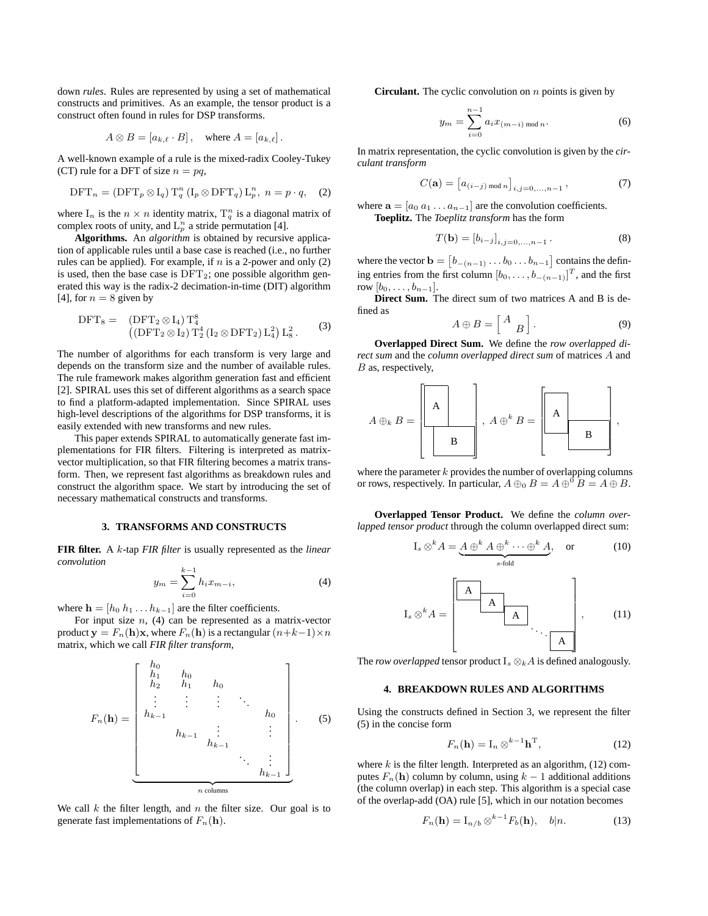down *rules*. Rules are represented by using a set of mathematical constructs and primitives. As an example, the tensor product is a construct often found in rules for DSP transforms.

$$A \otimes B = [a_{k,\ell} \cdot B], \quad \text{where } A = [a_{k,\ell}].$$

A well-known example of a rule is the mixed-radix Cooley-Tukey (CT) rule for a DFT of size $n = pq$,

$$\mathrm{DFT}_n = (\mathrm{DFT}_p \otimes \mathrm{I}_q)\, \mathrm{T}_q^n\, (\mathrm{I}_p \otimes \mathrm{DFT}_q)\, \mathrm{L}_p^n,\ n = p \cdot q, \quad (2)$$

where $\mathrm{I}_n$ is the $n \times n$ identity matrix, $\mathrm{T}_q^n$ is a diagonal matrix of complex roots of unity, and $\mathrm{L}_p^n$ a stride permutation [4].

**Algorithms.** An *algorithm* is obtained by recursive application of applicable rules until a base case is reached (i.e., no further rules can be applied). For example, if $n$ is a 2-power and only (2) is used, then the base case is $\mathrm{DFT}_2$; one possible algorithm generated this way is the radix-2 decimation-in-time (DIT) algorithm [4], for $n = 8$ given by

$$\begin{aligned} \mathrm{DFT}_8 = \quad & (\mathrm{DFT}_2 \otimes \mathrm{I}_4)\, \mathrm{T}_4^8 \\ & \left((\mathrm{DFT}_2 \otimes \mathrm{I}_2)\, \mathrm{T}_2^4\, (\mathrm{I}_2 \otimes \mathrm{DFT}_2)\, \mathrm{L}_4^2\right) \mathrm{L}_8^2 . \end{aligned} \quad (3)$$

The number of algorithms for each transform is very large and depends on the transform size and the number of available rules. The rule framework makes algorithm generation fast and efficient [2]. SPIRAL uses this set of different algorithms as a search space to find a platform-adapted implementation. Since SPIRAL uses high-level descriptions of the algorithms for DSP transforms, it is easily extended with new transforms and new rules.

This paper extends SPIRAL to automatically generate fast implementations for FIR filters. Filtering is interpreted as matrix-vector multiplication, so that FIR filtering becomes a matrix transform. Then, we represent fast algorithms as breakdown rules and construct the algorithm space. We start by introducing the set of necessary mathematical constructs and transforms.

## 3. TRANSFORMS AND CONSTRUCTS

**FIR filter.** A $k$-tap *FIR filter* is usually represented as the *linear convolution*

$$y_m = \sum_{i=0}^{k-1} h_i x_{m-i}, \quad (4)$$

where $\mathbf{h} = [h_0\ h_1 \ldots h_{k-1}]$ are the filter coefficients.

For input size $n$, (4) can be represented as a matrix-vector product $\mathbf{y} = F_n(\mathbf{h})\mathbf{x}$, where $F_n(\mathbf{h})$ is a rectangular $(n+k-1)\times n$ matrix, which we call *FIR filter transform*,

$$F_n(\mathbf{h}) = \underbrace{\begin{bmatrix} h_0 & & & & \\ h_1 & h_0 & & & \\ h_2 & h_1 & h_0 & & \\ \vdots & \vdots & \vdots & \ddots & \\ h_{k-1} & & & & h_0 \\ & h_{k-1} & \vdots & & \vdots \\ & & h_{k-1} & & \\ & & & \ddots & \vdots \\ & & & & h_{k-1} \end{bmatrix}}_{n \text{ columns}} . \quad (5)$$

We call $k$ the filter length, and $n$ the filter size. Our goal is to generate fast implementations of $F_n(\mathbf{h})$.

**Circulant.** The cyclic convolution on $n$ points is given by

$$y_m = \sum_{i=0}^{n-1} a_i x_{(m-i) \bmod n}. \quad (6)$$

In matrix representation, the cyclic convolution is given by the *circulant transform*

$$C(\mathbf{a}) = \left[a_{(i-j) \bmod n}\right]_{i,j=0,\ldots,n-1}, \quad (7)$$

where $\mathbf{a} = [a_0\ a_1 \ldots a_{n-1}]$ are the convolution coefficients.

**Toeplitz.** The *Toeplitz transform* has the form

$$T(\mathbf{b}) = [b_{i-j}]_{i,j=0,\ldots,n-1}. \quad (8)$$

where the vector $\mathbf{b} = \left[b_{-(n-1)} \ldots b_0 \ldots b_{n-1}\right]$ contains the defining entries from the first column $[b_0, \ldots, b_{-(n-1)}]^T$, and the first row $[b_0, \ldots, b_{n-1}]$.

**Direct Sum.** The direct sum of two matrices A and B is defined as

$$A \oplus B = \begin{bmatrix} A & \\ & B \end{bmatrix}. \quad (9)$$

**Overlapped Direct Sum.** We define the *row overlapped direct sum* and the *column overlapped direct sum* of matrices $A$ and $B$ as, respectively,

$$A \oplus_k B = \begin{bmatrix} \boxed{A} & \\ & \boxed{B} \end{bmatrix}, \ A \oplus^k B = \begin{bmatrix} \boxed{A} & \\ & \boxed{B} \end{bmatrix},$$

where the parameter $k$ provides the number of overlapping columns or rows, respectively. In particular, $A \oplus_0 B = A \oplus^0 B = A \oplus B$.

**Overlapped Tensor Product.** We define the *column overlapped tensor product* through the column overlapped direct sum:

$$\mathrm{I}_s \otimes^k A = \underbrace{A \oplus^k A \oplus^k \cdots \oplus^k A}_{s\text{-fold}}, \quad \text{or} \quad (10)$$

$$\mathrm{I}_s \otimes^k A = \begin{bmatrix} \boxed{A} & & & \\ & \boxed{A} & & \\ & & \boxed{A} & \\ & & & \ddots \\ & & & & \boxed{A} \end{bmatrix}, \quad (11)$$

The *row overlapped* tensor product $\mathrm{I}_s \otimes_k A$ is defined analogously.

## 4. BREAKDOWN RULES AND ALGORITHMS

Using the constructs defined in Section 3, we represent the filter (5) in the concise form

$$F_n(\mathbf{h}) = \mathrm{I}_n \otimes^{k-1} \mathbf{h}^{\mathrm{T}}, \quad (12)$$

where $k$ is the filter length. Interpreted as an algorithm, (12) computes $F_n(\mathbf{h})$ column by column, using $k-1$ additional additions (the column overlap) in each step. This algorithm is a special case of the overlap-add (OA) rule [5], which in our notation becomes

$$F_n(\mathbf{h}) = \mathrm{I}_{n/b} \otimes^{k-1} F_b(\mathbf{h}), \quad b|n. \quad (13)$$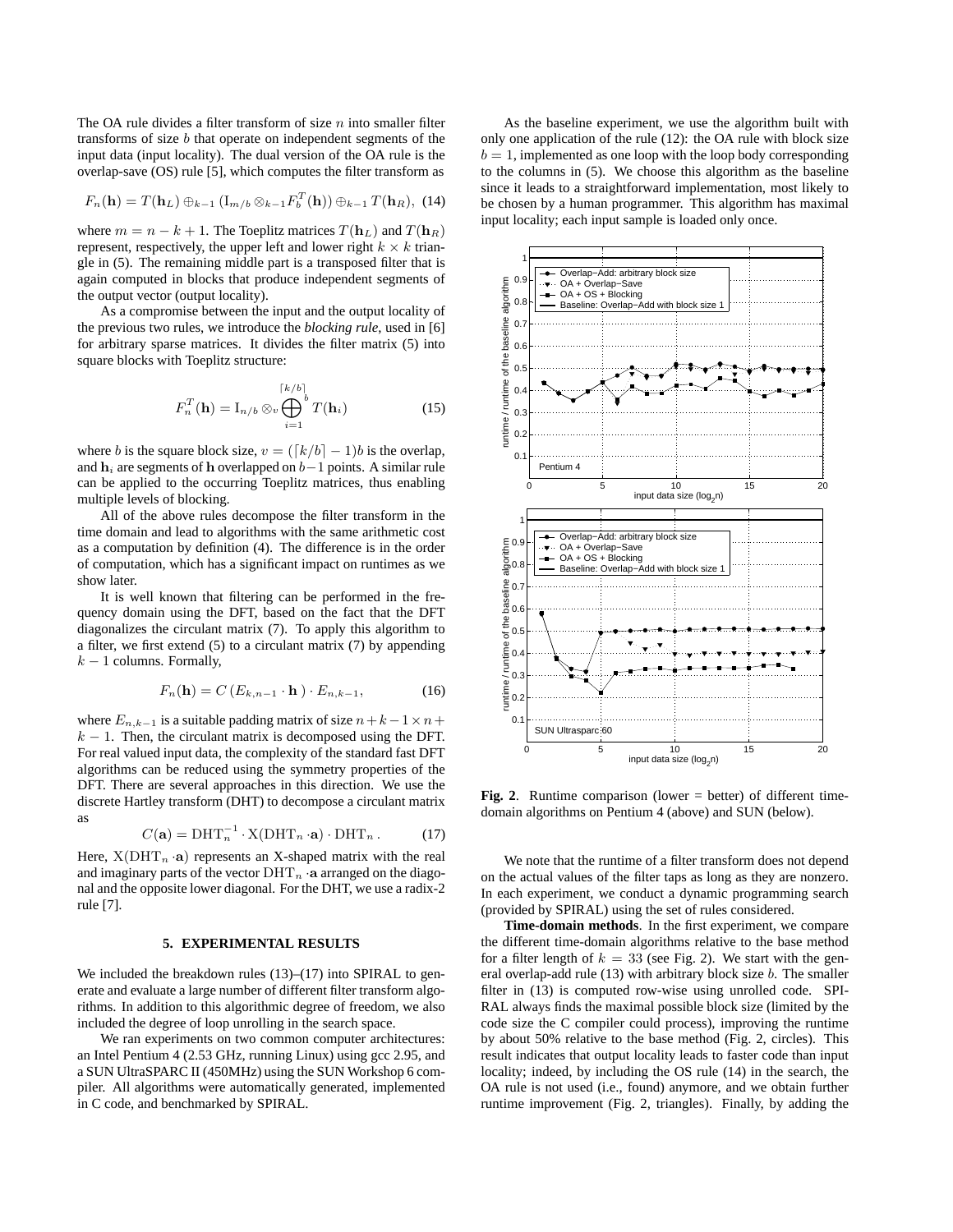The OA rule divides a filter transform of size $n$ into smaller filter transforms of size $b$ that operate on independent segments of the input data (input locality). The dual version of the OA rule is the overlap-save (OS) rule [5], which computes the filter transform as

$$F_n(\mathbf{h}) = T(\mathbf{h}_L) \oplus_{k-1} (\mathrm{I}_{m/b} \otimes_{k-1} F_b^T(\mathbf{h})) \oplus_{k-1} T(\mathbf{h}_R), \quad (14)$$

where $m = n - k + 1$. The Toeplitz matrices $T(\mathbf{h}_L)$ and $T(\mathbf{h}_R)$ represent, respectively, the upper left and lower right $k \times k$ triangle in (5). The remaining middle part is a transposed filter that is again computed in blocks that produce independent segments of the output vector (output locality).

As a compromise between the input and the output locality of the previous two rules, we introduce the *blocking rule*, used in [6] for arbitrary sparse matrices. It divides the filter matrix (5) into square blocks with Toeplitz structure:

$$F_n^T(\mathbf{h}) = \mathrm{I}_{n/b} \otimes_v \bigoplus_{i=1}^{\lceil k/b \rceil}{}^{b}\, T(\mathbf{h}_i) \quad (15)$$

where $b$ is the square block size, $v = (\lceil k/b \rceil - 1)b$ is the overlap, and $\mathbf{h}_i$ are segments of $\mathbf{h}$ overlapped on $b-1$ points. A similar rule can be applied to the occurring Toeplitz matrices, thus enabling multiple levels of blocking.

All of the above rules decompose the filter transform in the time domain and lead to algorithms with the same arithmetic cost as a computation by definition (4). The difference is in the order of computation, which has a significant impact on runtimes as we show later.

It is well known that filtering can be performed in the frequency domain using the DFT, based on the fact that the DFT diagonalizes the circulant matrix (7). To apply this algorithm to a filter, we first extend (5) to a circulant matrix (7) by appending $k - 1$ columns. Formally,

$$F_n(\mathbf{h}) = C\,(E_{k,n-1} \cdot \mathbf{h}\,) \cdot E_{n,k-1}, \quad (16)$$

where $E_{n,k-1}$ is a suitable padding matrix of size $n + k - 1 \times n + k - 1$. Then, the circulant matrix is decomposed using the DFT. For real valued input data, the complexity of the standard fast DFT algorithms can be reduced using the symmetry properties of the DFT. There are several approaches in this direction. We use the discrete Hartley transform (DHT) to decompose a circulant matrix as

$$C(\mathbf{a}) = \mathrm{DHT}_n^{-1} \cdot \mathrm{X}(\mathrm{DHT}_n \cdot \mathbf{a}) \cdot \mathrm{DHT}_n\,. \quad (17)$$

Here, $\mathrm{X}(\mathrm{DHT}_n \cdot \mathbf{a})$ represents an X-shaped matrix with the real and imaginary parts of the vector $\mathrm{DHT}_n \cdot \mathbf{a}$ arranged on the diagonal and the opposite lower diagonal. For the DHT, we use a radix-2 rule [7].

## 5. EXPERIMENTAL RESULTS

We included the breakdown rules (13)–(17) into SPIRAL to generate and evaluate a large number of different filter transform algorithms. In addition to this algorithmic degree of freedom, we also included the degree of loop unrolling in the search space.

We ran experiments on two common computer architectures: an Intel Pentium 4 (2.53 GHz, running Linux) using gcc 2.95, and a SUN UltraSPARC II (450MHz) using the SUN Workshop 6 compiler. All algorithms were automatically generated, implemented in C code, and benchmarked by SPIRAL.

As the baseline experiment, we use the algorithm built with only one application of the rule (12): the OA rule with block size $b = 1$, implemented as one loop with the loop body corresponding to the columns in (5). We choose this algorithm as the baseline since it leads to a straightforward implementation, most likely to be chosen by a human programmer. This algorithm has maximal input locality; each input sample is loaded only once.

**Fig. 2**. Runtime comparison (lower = better) of different time-domain algorithms on Pentium 4 (above) and SUN (below).

We note that the runtime of a filter transform does not depend on the actual values of the filter taps as long as they are nonzero. In each experiment, we conduct a dynamic programming search (provided by SPIRAL) using the set of rules considered.

**Time-domain methods**. In the first experiment, we compare the different time-domain algorithms relative to the base method for a filter length of $k = 33$ (see Fig. 2). We start with the general overlap-add rule (13) with arbitrary block size $b$. The smaller filter in (13) is computed row-wise using unrolled code. SPIRAL always finds the maximal possible block size (limited by the code size the C compiler could process), improving the runtime by about 50% relative to the base method (Fig. 2, circles). This result indicates that output locality leads to faster code than input locality; indeed, by including the OS rule (14) in the search, the OA rule is not used (i.e., found) anymore, and we obtain further runtime improvement (Fig. 2, triangles). Finally, by adding the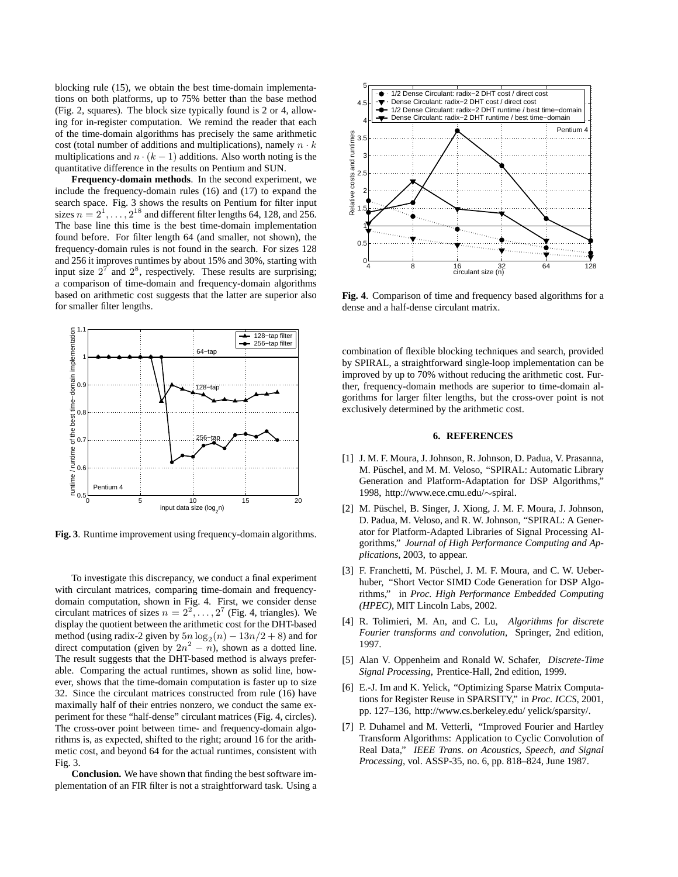blocking rule (15), we obtain the best time-domain implementations on both platforms, up to 75% better than the base method (Fig. 2, squares). The block size typically found is 2 or 4, allowing for in-register computation. We remind the reader that each of the time-domain algorithms has precisely the same arithmetic cost (total number of additions and multiplications), namely $n \cdot k$ multiplications and $n \cdot (k-1)$ additions. Also worth noting is the quantitative difference in the results on Pentium and SUN.

**Frequency-domain methods**. In the second experiment, we include the frequency-domain rules (16) and (17) to expand the search space. Fig. 3 shows the results on Pentium for filter input sizes $n = 2^1, \ldots, 2^{18}$ and different filter lengths 64, 128, and 256. The base line this time is the best time-domain implementation found before. For filter length 64 (and smaller, not shown), the frequency-domain rules is not found in the search. For sizes 128 and 256 it improves runtimes by about 15% and 30%, starting with input size $2^7$ and $2^8$, respectively. These results are surprising; a comparison of time-domain and frequency-domain algorithms based on arithmetic cost suggests that the latter are superior also for smaller filter lengths.

128−tap filter
256−tap filter
64−tap
128−tap
256−tap
Pentium 4
runtime / runtime of the best time−domain implementation
input data size (log$_2$n)
0.5
0.6
0.7
0.8
0.9
1
1.1
0
5
10
15
20

**Fig. 3**. Runtime improvement using frequency-domain algorithms.

To investigate this discrepancy, we conduct a final experiment with circulant matrices, comparing time-domain and frequency-domain computation, shown in Fig. 4. First, we consider dense circulant matrices of sizes $n = 2^2, \ldots, 2^7$ (Fig. 4, triangles). We display the quotient between the arithmetic cost for the DHT-based method (using radix-2 given by $5n\log_2(n) - 13n/2 + 8$) and for direct computation (given by $2n^2 - n$), shown as a dotted line. The result suggests that the DHT-based method is always preferable. Comparing the actual runtimes, shown as solid line, however, shows that the time-domain computation is faster up to size 32. Since the circulant matrices constructed from rule (16) have maximally half of their entries nonzero, we conduct the same experiment for these "half-dense" circulant matrices (Fig. 4, circles). The cross-over point between time- and frequency-domain algorithms is, as expected, shifted to the right; around 16 for the arithmetic cost, and beyond 64 for the actual runtimes, consistent with Fig. 3.

**Conclusion.** We have shown that finding the best software implementation of an FIR filter is not a straightforward task. Using a combination of flexible blocking techniques and search, provided by SPIRAL, a straightforward single-loop implementation can be improved by up to 70% without reducing the arithmetic cost. Further, frequency-domain methods are superior to time-domain algorithms for larger filter lengths, but the cross-over point is not exclusively determined by the arithmetic cost.

1/2 Dense Circulant: radix−2 DHT cost / direct cost
Dense Circulant: radix−2 DHT cost / direct cost
1/2 Dense Circulant: radix−2 DHT runtime / best time−domain
Dense Circulant: radix−2 DHT runtime / best time−domain
Pentium 4
Relative costs and runtimes
circulant size (n)
0
0.5
1
1.5
2
2.5
3
3.5
4
4.5
5
4
8
16
32
64
128

**Fig. 4**. Comparison of time and frequency based algorithms for a dense and a half-dense circulant matrix.

## 6. REFERENCES

[1] J. M. F. Moura, J. Johnson, R. Johnson, D. Padua, V. Prasanna, M. Püschel, and M. M. Veloso, "SPIRAL: Automatic Library Generation and Platform-Adaptation for DSP Algorithms," 1998, http://www.ece.cmu.edu/∼spiral.

[2] M. Püschel, B. Singer, J. Xiong, J. M. F. Moura, J. Johnson, D. Padua, M. Veloso, and R. W. Johnson, "SPIRAL: A Generator for Platform-Adapted Libraries of Signal Processing Algorithms," *Journal of High Performance Computing and Applications*, 2003, to appear.

[3] F. Franchetti, M. Püschel, J. M. F. Moura, and C. W. Ueberhuber, "Short Vector SIMD Code Generation for DSP Algorithms," in *Proc. High Performance Embedded Computing (HPEC)*, MIT Lincoln Labs, 2002.

[4] R. Tolimieri, M. An, and C. Lu, *Algorithms for discrete Fourier transforms and convolution*, Springer, 2nd edition, 1997.

[5] Alan V. Oppenheim and Ronald W. Schafer, *Discrete-Time Signal Processing*, Prentice-Hall, 2nd edition, 1999.

[6] E.-J. Im and K. Yelick, "Optimizing Sparse Matrix Computations for Register Reuse in SPARSITY," in *Proc. ICCS*, 2001, pp. 127–136, http://www.cs.berkeley.edu/ yelick/sparsity/.

[7] P. Duhamel and M. Vetterli, "Improved Fourier and Hartley Transform Algorithms: Application to Cyclic Convolution of Real Data," *IEEE Trans. on Acoustics, Speech, and Signal Processing*, vol. ASSP-35, no. 6, pp. 818–824, June 1987.